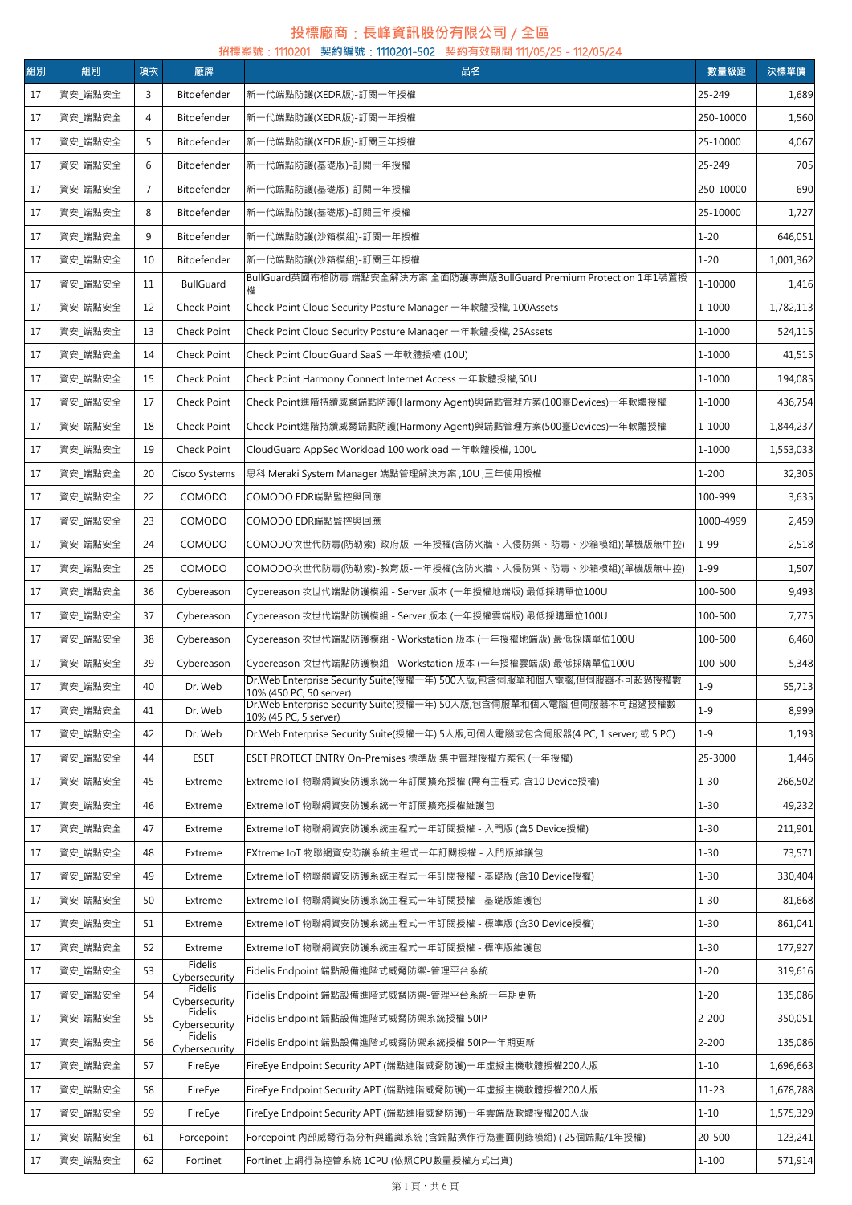# 投標廠商：長峰資訊股份有限公司 / 全區

## 招標案號：1110201　契約編號：1110201-502　契約有效期間 111/05/25 - 112/05/24

| 組別 | 組別 | 項次 | 廠牌 | 品名 | 數量級距 | 決標單價 |
|---|---|---|---|---|---|---|
| 17 | 資安_端點安全 | 3 | Bitdefender | 新一代端點防護(XEDR版)-訂閱一年授權 | 25-249 | 1,689 |
| 17 | 資安_端點安全 | 4 | Bitdefender | 新一代端點防護(XEDR版)-訂閱一年授權 | 250-10000 | 1,560 |
| 17 | 資安_端點安全 | 5 | Bitdefender | 新一代端點防護(XEDR版)-訂閱三年授權 | 25-10000 | 4,067 |
| 17 | 資安_端點安全 | 6 | Bitdefender | 新一代端點防護(基礎版)-訂閱一年授權 | 25-249 | 705 |
| 17 | 資安_端點安全 | 7 | Bitdefender | 新一代端點防護(基礎版)-訂閱一年授權 | 250-10000 | 690 |
| 17 | 資安_端點安全 | 8 | Bitdefender | 新一代端點防護(基礎版)-訂閱三年授權 | 25-10000 | 1,727 |
| 17 | 資安_端點安全 | 9 | Bitdefender | 新一代端點防護(沙箱模組)-訂閱一年授權 | 1-20 | 646,051 |
| 17 | 資安_端點安全 | 10 | Bitdefender | 新一代端點防護(沙箱模組)-訂閱三年授權 | 1-20 | 1,001,362 |
| 17 | 資安_端點安全 | 11 | BullGuard | BullGuard英國布格防毒 端點安全解決方案 全面防護專業版BullGuard Premium Protection 1年1裝置授權 | 1-10000 | 1,416 |
| 17 | 資安_端點安全 | 12 | Check Point | Check Point Cloud Security Posture Manager 一年軟體授權, 100Assets | 1-1000 | 1,782,113 |
| 17 | 資安_端點安全 | 13 | Check Point | Check Point Cloud Security Posture Manager 一年軟體授權, 25Assets | 1-1000 | 524,115 |
| 17 | 資安_端點安全 | 14 | Check Point | Check Point CloudGuard SaaS 一年軟體授權 (10U) | 1-1000 | 41,515 |
| 17 | 資安_端點安全 | 15 | Check Point | Check Point Harmony Connect Internet Access 一年軟體授權,50U | 1-1000 | 194,085 |
| 17 | 資安_端點安全 | 17 | Check Point | Check Point進階持續威脅端點防護(Harmony Agent)與端點管理方案(100臺Devices)一年軟體授權 | 1-1000 | 436,754 |
| 17 | 資安_端點安全 | 18 | Check Point | Check Point進階持續威脅端點防護(Harmony Agent)與端點管理方案(500臺Devices)一年軟體授權 | 1-1000 | 1,844,237 |
| 17 | 資安_端點安全 | 19 | Check Point | CloudGuard AppSec Workload 100 workload 一年軟體授權, 100U | 1-1000 | 1,553,033 |
| 17 | 資安_端點安全 | 20 | Cisco Systems | 思科 Meraki System Manager 端點管理解決方案 ,10U ,三年使用授權 | 1-200 | 32,305 |
| 17 | 資安_端點安全 | 22 | COMODO | COMODO EDR端點監控與回應 | 100-999 | 3,635 |
| 17 | 資安_端點安全 | 23 | COMODO | COMODO EDR端點監控與回應 | 1000-4999 | 2,459 |
| 17 | 資安_端點安全 | 24 | COMODO | COMODO次世代防毒(防勒索)-政府版-一年授權(含防火牆、入侵防禦、防毒、沙箱模組)(單機版無中控) | 1-99 | 2,518 |
| 17 | 資安_端點安全 | 25 | COMODO | COMODO次世代防毒(防勒索)-教育版-一年授權(含防火牆、入侵防禦、防毒、沙箱模組)(單機版無中控) | 1-99 | 1,507 |
| 17 | 資安_端點安全 | 36 | Cybereason | Cybereason 次世代端點防護模組 - Server 版本 (一年授權地端版) 最低採購單位100U | 100-500 | 9,493 |
| 17 | 資安_端點安全 | 37 | Cybereason | Cybereason 次世代端點防護模組 - Server 版本 (一年授權雲端版) 最低採購單位100U | 100-500 | 7,775 |
| 17 | 資安_端點安全 | 38 | Cybereason | Cybereason 次世代端點防護模組 - Workstation 版本 (一年授權地端版) 最低採購單位100U | 100-500 | 6,460 |
| 17 | 資安_端點安全 | 39 | Cybereason | Cybereason 次世代端點防護模組 - Workstation 版本 (一年授權雲端版) 最低採購單位100U | 100-500 | 5,348 |
| 17 | 資安_端點安全 | 40 | Dr. Web | Dr.Web Enterprise Security Suite(授權一年) 500人版,包含伺服器和個人電腦,但伺服器不可超過授權數10% (450 PC, 50 server) | 1-9 | 55,713 |
| 17 | 資安_端點安全 | 41 | Dr. Web | Dr.Web Enterprise Security Suite(授權一年) 50人版,包含伺服器和個人電腦,但伺服器不可超過授權數10% (45 PC, 5 server) | 1-9 | 8,999 |
| 17 | 資安_端點安全 | 42 | Dr. Web | Dr.Web Enterprise Security Suite(授權一年) 5人版,可個人電腦或包含伺服器(4 PC, 1 server; 或 5 PC) | 1-9 | 1,193 |
| 17 | 資安_端點安全 | 44 | ESET | ESET PROTECT ENTRY On-Premises 標準版 集中管理授權方案包 (一年授權) | 25-3000 | 1,446 |
| 17 | 資安_端點安全 | 45 | Extreme | Extreme IoT 物聯網資安防護系統一年訂閱擴充授權 (需有主程式, 含10 Device授權) | 1-30 | 266,502 |
| 17 | 資安_端點安全 | 46 | Extreme | Extreme IoT 物聯網資安防護系統一年訂閱擴充授權維護包 | 1-30 | 49,232 |
| 17 | 資安_端點安全 | 47 | Extreme | Extreme IoT 物聯網資安防護系統主程式一年訂閱授權 - 入門版 (含5 Device授權) | 1-30 | 211,901 |
| 17 | 資安_端點安全 | 48 | Extreme | EXtreme IoT 物聯網資安防護系統主程式一年訂閱授權 - 入門版維護包 | 1-30 | 73,571 |
| 17 | 資安_端點安全 | 49 | Extreme | Extreme IoT 物聯網資安防護系統主程式一年訂閱授權 - 基礎版 (含10 Device授權) | 1-30 | 330,404 |
| 17 | 資安_端點安全 | 50 | Extreme | Extreme IoT 物聯網資安防護系統主程式一年訂閱授權 - 基礎版維護包 | 1-30 | 81,668 |
| 17 | 資安_端點安全 | 51 | Extreme | Extreme IoT 物聯網資安防護系統主程式一年訂閱授權 - 標準版 (含30 Device授權) | 1-30 | 861,041 |
| 17 | 資安_端點安全 | 52 | Extreme | Extreme IoT 物聯網資安防護系統主程式一年訂閱授權 - 標準版維護包 | 1-30 | 177,927 |
| 17 | 資安_端點安全 | 53 | Fidelis Cybersecurity | Fidelis Endpoint 端點設備進階式威脅防禦-管理平台系統 | 1-20 | 319,616 |
| 17 | 資安_端點安全 | 54 | Fidelis Cybersecurity | Fidelis Endpoint 端點設備進階式威脅防禦-管理平台系統一年期更新 | 1-20 | 135,086 |
| 17 | 資安_端點安全 | 55 | Fidelis Cybersecurity | Fidelis Endpoint 端點設備進階式威脅防禦系統授權 50IP | 2-200 | 350,051 |
| 17 | 資安_端點安全 | 56 | Fidelis Cybersecurity | Fidelis Endpoint 端點設備進階式威脅防禦系統授權 50IP一年期更新 | 2-200 | 135,086 |
| 17 | 資安_端點安全 | 57 | FireEye | FireEye Endpoint Security APT (端點進階威脅防護)一年虛擬主機軟體授權200人版 | 1-10 | 1,696,663 |
| 17 | 資安_端點安全 | 58 | FireEye | FireEye Endpoint Security APT (端點進階威脅防護)一年虛擬主機軟體授權200人版 | 11-23 | 1,678,788 |
| 17 | 資安_端點安全 | 59 | FireEye | FireEye Endpoint Security APT (端點進階威脅防護)一年雲端版軟體授權200人版 | 1-10 | 1,575,329 |
| 17 | 資安_端點安全 | 61 | Forcepoint | Forcepoint 內部威脅行為分析與鑑識系統 (含端點操作行為畫面側錄模組) ( 25個端點/1年授權) | 20-500 | 123,241 |
| 17 | 資安_端點安全 | 62 | Fortinet | Fortinet 上網行為控管系統 1CPU (依照CPU數量授權方式出貨) | 1-100 | 571,914 |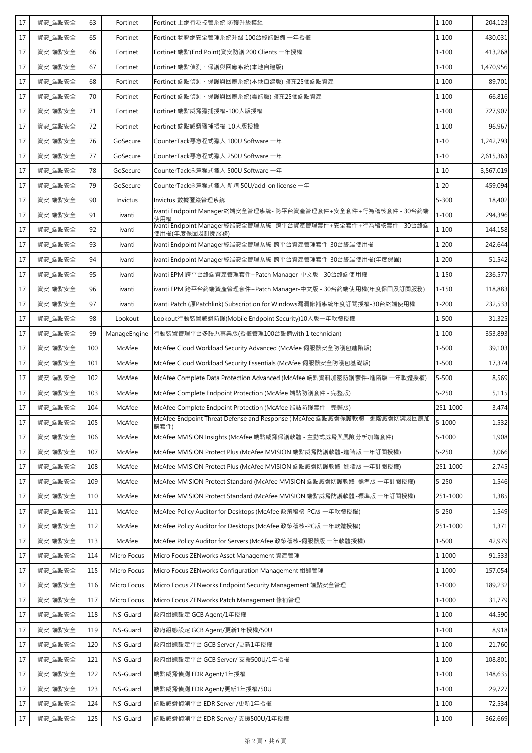| 17 | 資安_端點安全 | 63 | Fortinet | Fortinet 上網行為控管系統 防護升級模組 | 1-100 | 204,123 |
|---|---|---|---|---|---|---|
| 17 | 資安_端點安全 | 65 | Fortinet | Fortinet 物聯網安全管理系統升級 100台終端設備 一年授權 | 1-100 | 430,031 |
| 17 | 資安_端點安全 | 66 | Fortinet | Fortinet 端點(End Point)資安防護 200 Clients 一年授權 | 1-100 | 413,268 |
| 17 | 資安_端點安全 | 67 | Fortinet | Fortinet 端點偵測、保護與回應系統(本地自建版) | 1-100 | 1,470,956 |
| 17 | 資安_端點安全 | 68 | Fortinet | Fortinet 端點偵測、保護與回應系統(本地自建版) 擴充25個端點資產 | 1-100 | 89,701 |
| 17 | 資安_端點安全 | 70 | Fortinet | Fortinet 端點偵測、保護與回應系統(雲端版) 擴充25個端點資產 | 1-100 | 66,816 |
| 17 | 資安_端點安全 | 71 | Fortinet | Fortinet 端點威脅獵捕授權-100人版授權 | 1-100 | 727,907 |
| 17 | 資安_端點安全 | 72 | Fortinet | Fortinet 端點威脅獵捕授權-10人版授權 | 1-100 | 96,967 |
| 17 | 資安_端點安全 | 76 | GoSecure | CounterTack惡意程式獵人 100U Software 一年 | 1-10 | 1,242,793 |
| 17 | 資安_端點安全 | 77 | GoSecure | CounterTack惡意程式獵人 250U Software 一年 | 1-10 | 2,615,363 |
| 17 | 資安_端點安全 | 78 | GoSecure | CounterTack惡意程式獵人 500U Software 一年 | 1-10 | 3,567,019 |
| 17 | 資安_端點安全 | 79 | GoSecure | CounterTack惡意程式獵人 新購 50U/add-on license 一年 | 1-20 | 459,094 |
| 17 | 資安_端點安全 | 90 | Invictus | Invictus 數據匿蹤管理系統 | 5-300 | 18,402 |
| 17 | 資安_端點安全 | 91 | ivanti | ivanti Endpoint Manager終端安全管理系統- 跨平台資產管理套件+安全套件+行為稽核套件 - 30台終端使用權 | 1-100 | 294,396 |
| 17 | 資安_端點安全 | 92 | ivanti | ivanti Endpoint Manager終端安全管理系統- 跨平台資產管理套件+安全套件+行為稽核套件 - 30台終端使用權(年度保固及訂閱服務) | 1-100 | 144,158 |
| 17 | 資安_端點安全 | 93 | ivanti | ivanti Endpoint Manager終端安全管理系統-跨平台資產管理套件-30台終端使用權 | 1-200 | 242,644 |
| 17 | 資安_端點安全 | 94 | ivanti | ivanti Endpoint Manager終端安全管理系統-跨平台資產管理套件-30台終端使用權(年度保固) | 1-200 | 51,542 |
| 17 | 資安_端點安全 | 95 | ivanti | ivanti EPM 跨平台終端資產管理套件+Patch Manager-中文版 - 30台終端使用權 | 1-150 | 236,577 |
| 17 | 資安_端點安全 | 96 | ivanti | ivanti EPM 跨平台終端資產管理套件+Patch Manager-中文版 - 30台終端使用權(年度保固及訂閱服務) | 1-150 | 118,883 |
| 17 | 資安_端點安全 | 97 | ivanti | ivanti Patch (原Patchlink) Subscription for Windows漏洞修補系統年度訂閱授權-30台終端使用權 | 1-200 | 232,533 |
| 17 | 資安_端點安全 | 98 | Lookout | Lookout行動裝置威脅防護(Mobile Endpoint Security)10人版一年軟體授權 | 1-500 | 31,325 |
| 17 | 資安_端點安全 | 99 | ManageEngine | 行動裝置管理平台多語系專業版(授權管理100台設備with 1 technician) | 1-100 | 353,893 |
| 17 | 資安_端點安全 | 100 | McAfee | McAfee Cloud Workload Security Advanced (McAfee 伺服器安全防護包進階版) | 1-500 | 39,103 |
| 17 | 資安_端點安全 | 101 | McAfee | McAfee Cloud Workload Security Essentials (McAfee 伺服器安全防護包基礎版) | 1-500 | 17,374 |
| 17 | 資安_端點安全 | 102 | McAfee | McAfee Complete Data Protection Advanced (McAfee 端點資料加密防護套件-進階版 一年軟體授權) | 5-500 | 8,569 |
| 17 | 資安_端點安全 | 103 | McAfee | McAfee Complete Endpoint Protection (McAfee 端點防護套件 - 完整版) | 5-250 | 5,115 |
| 17 | 資安_端點安全 | 104 | McAfee | McAfee Complete Endpoint Protection (McAfee 端點防護套件 - 完整版) | 251-1000 | 3,474 |
| 17 | 資安_端點安全 | 105 | McAfee | McAfee Endpoint Threat Defense and Response ( McAfee 端點威脅保護軟體 - 進階威脅防禦及回應加購套件) | 5-1000 | 1,532 |
| 17 | 資安_端點安全 | 106 | McAfee | McAfee MVISION Insights (McAfee 端點威脅保護軟體 - 主動式威脅與風險分析加購套件) | 5-1000 | 1,908 |
| 17 | 資安_端點安全 | 107 | McAfee | McAfee MVISION Protect Plus (McAfee MVISION 端點威脅防護軟體-進階版 一年訂閱授權) | 5-250 | 3,066 |
| 17 | 資安_端點安全 | 108 | McAfee | McAfee MVISION Protect Plus (McAfee MVISION 端點威脅防護軟體-進階版 一年訂閱授權) | 251-1000 | 2,745 |
| 17 | 資安_端點安全 | 109 | McAfee | McAfee MVISION Protect Standard (McAfee MVISION 端點威脅防護軟體-標準版 一年訂閱授權) | 5-250 | 1,546 |
| 17 | 資安_端點安全 | 110 | McAfee | McAfee MVISION Protect Standard (McAfee MVISION 端點威脅防護軟體-標準版 一年訂閱授權) | 251-1000 | 1,385 |
| 17 | 資安_端點安全 | 111 | McAfee | McAfee Policy Auditor for Desktops (McAfee 政策稽核-PC版 一年軟體授權) | 5-250 | 1,549 |
| 17 | 資安_端點安全 | 112 | McAfee | McAfee Policy Auditor for Desktops (McAfee 政策稽核-PC版 一年軟體授權) | 251-1000 | 1,371 |
| 17 | 資安_端點安全 | 113 | McAfee | McAfee Policy Auditor for Servers (McAfee 政策稽核-伺服器版 一年軟體授權) | 1-500 | 42,979 |
| 17 | 資安_端點安全 | 114 | Micro Focus | Micro Focus ZENworks Asset Management 資產管理 | 1-1000 | 91,533 |
| 17 | 資安_端點安全 | 115 | Micro Focus | Micro Focus ZENworks Configuration Management 組態管理 | 1-1000 | 157,054 |
| 17 | 資安_端點安全 | 116 | Micro Focus | Micro Focus ZENworks Endpoint Security Management 端點安全管理 | 1-1000 | 189,232 |
| 17 | 資安_端點安全 | 117 | Micro Focus | Micro Focus ZENworks Patch Management 修補管理 | 1-1000 | 31,779 |
| 17 | 資安_端點安全 | 118 | NS-Guard | 政府組態設定 GCB Agent/1年授權 | 1-100 | 44,590 |
| 17 | 資安_端點安全 | 119 | NS-Guard | 政府組態設定 GCB Agent/更新1年授權/50U | 1-100 | 8,918 |
| 17 | 資安_端點安全 | 120 | NS-Guard | 政府組態設定平台 GCB Server /更新1年授權 | 1-100 | 21,760 |
| 17 | 資安_端點安全 | 121 | NS-Guard | 政府組態設定平台 GCB Server/ 支援500U/1年授權 | 1-100 | 108,801 |
| 17 | 資安_端點安全 | 122 | NS-Guard | 端點威脅偵測 EDR Agent/1年授權 | 1-100 | 148,635 |
| 17 | 資安_端點安全 | 123 | NS-Guard | 端點威脅偵測 EDR Agent/更新1年授權/50U | 1-100 | 29,727 |
| 17 | 資安_端點安全 | 124 | NS-Guard | 端點威脅偵測平台 EDR Server /更新1年授權 | 1-100 | 72,534 |
| 17 | 資安_端點安全 | 125 | NS-Guard | 端點威脅偵測平台 EDR Server/ 支援500U/1年授權 | 1-100 | 362,669 |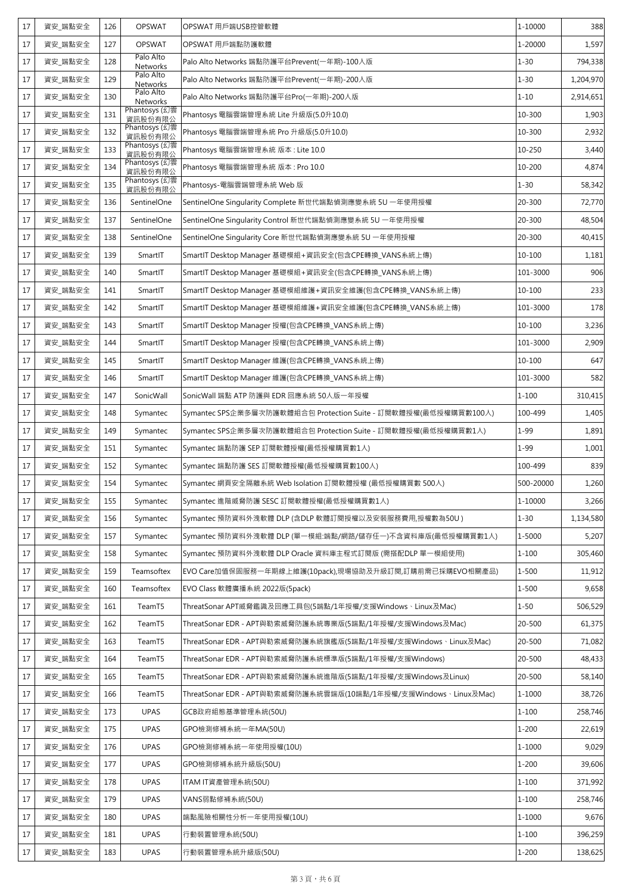| 17 | 資安_端點安全 | 126 | OPSWAT | OPSWAT 用戶端USB控管軟體 | 1-10000 | 388 |
|---|---|---|---|---|---|---|
| 17 | 資安_端點安全 | 127 | OPSWAT | OPSWAT 用戶端點防護軟體 | 1-20000 | 1,597 |
| 17 | 資安_端點安全 | 128 | Palo Alto Networks | Palo Alto Networks 端點防護平台Prevent(一年期)-100人版 | 1-30 | 794,338 |
| 17 | 資安_端點安全 | 129 | Palo Alto Networks | Palo Alto Networks 端點防護平台Prevent(一年期)-200人版 | 1-30 | 1,204,970 |
| 17 | 資安_端點安全 | 130 | Palo Alto Networks | Palo Alto Networks 端點防護平台Pro(一年期)-200人版 | 1-10 | 2,914,651 |
| 17 | 資安_端點安全 | 131 | Phantosys (幻雲資訊股份有限公 | Phantosys 電腦雲端管理系統 Lite 升級版(5.0升10.0) | 10-300 | 1,903 |
| 17 | 資安_端點安全 | 132 | Phantosys (幻雲資訊股份有限公 | Phantosys 電腦雲端管理系統 Pro 升級版(5.0升10.0) | 10-300 | 2,932 |
| 17 | 資安_端點安全 | 133 | Phantosys (幻雲資訊股份有限公 | Phantosys 電腦雲端管理系統 版本 : Lite 10.0 | 10-250 | 3,440 |
| 17 | 資安_端點安全 | 134 | Phantosys (幻雲資訊股份有限公 | Phantosys 電腦雲端管理系統 版本 : Pro 10.0 | 10-200 | 4,874 |
| 17 | 資安_端點安全 | 135 | Phantosys (幻雲資訊股份有限公 | Phantosys-電腦雲端管理系統 Web 版 | 1-30 | 58,342 |
| 17 | 資安_端點安全 | 136 | SentinelOne | SentinelOne Singularity Complete 新世代端點偵測應變系統 5U 一年使用授權 | 20-300 | 72,770 |
| 17 | 資安_端點安全 | 137 | SentinelOne | SentinelOne Singularity Control 新世代端點偵測應變系統 5U 一年使用授權 | 20-300 | 48,504 |
| 17 | 資安_端點安全 | 138 | SentinelOne | SentinelOne Singularity Core 新世代端點偵測應變系統 5U 一年使用授權 | 20-300 | 40,415 |
| 17 | 資安_端點安全 | 139 | SmartIT | SmartIT Desktop Manager 基礎模組+資訊安全(包含CPE轉換_VANS系統上傳) | 10-100 | 1,181 |
| 17 | 資安_端點安全 | 140 | SmartIT | SmartIT Desktop Manager 基礎模組+資訊安全(包含CPE轉換_VANS系統上傳) | 101-3000 | 906 |
| 17 | 資安_端點安全 | 141 | SmartIT | SmartIT Desktop Manager 基礎模組維護+資訊安全維護(包含CPE轉換_VANS系統上傳) | 10-100 | 233 |
| 17 | 資安_端點安全 | 142 | SmartIT | SmartIT Desktop Manager 基礎模組維護+資訊安全維護(包含CPE轉換_VANS系統上傳) | 101-3000 | 178 |
| 17 | 資安_端點安全 | 143 | SmartIT | SmartIT Desktop Manager 授權(包含CPE轉換_VANS系統上傳) | 10-100 | 3,236 |
| 17 | 資安_端點安全 | 144 | SmartIT | SmartIT Desktop Manager 授權(包含CPE轉換_VANS系統上傳) | 101-3000 | 2,909 |
| 17 | 資安_端點安全 | 145 | SmartIT | SmartIT Desktop Manager 維護(包含CPE轉換_VANS系統上傳) | 10-100 | 647 |
| 17 | 資安_端點安全 | 146 | SmartIT | SmartIT Desktop Manager 維護(包含CPE轉換_VANS系統上傳) | 101-3000 | 582 |
| 17 | 資安_端點安全 | 147 | SonicWall | SonicWall 端點 ATP 防護與 EDR 回應系統 50人版一年授權 | 1-100 | 310,415 |
| 17 | 資安_端點安全 | 148 | Symantec | Symantec SPS企業多層次防護軟體組合包 Protection Suite - 訂閱軟體授權(最低授權購買數100人) | 100-499 | 1,405 |
| 17 | 資安_端點安全 | 149 | Symantec | Symantec SPS企業多層次防護軟體組合包 Protection Suite - 訂閱軟體授權(最低授權購買數1人) | 1-99 | 1,891 |
| 17 | 資安_端點安全 | 151 | Symantec | Symantec 端點防護 SEP 訂閱軟體授權(最低授權購買數1人) | 1-99 | 1,001 |
| 17 | 資安_端點安全 | 152 | Symantec | Symantec 端點防護 SES 訂閱軟體授權(最低授權購買數100人) | 100-499 | 839 |
| 17 | 資安_端點安全 | 154 | Symantec | Symantec 網頁安全隔離系統 Web Isolation 訂閱軟體授權 (最低授權購買數 500人) | 500-20000 | 1,260 |
| 17 | 資安_端點安全 | 155 | Symantec | Symantec 進階威脅防護 SESC 訂閱軟體授權(最低授權購買數1人) | 1-10000 | 3,266 |
| 17 | 資安_端點安全 | 156 | Symantec | Symantec 預防資料外洩軟體 DLP (含DLP 軟體訂閱授權以及安裝服務費用,授權數為50U ) | 1-30 | 1,134,580 |
| 17 | 資安_端點安全 | 157 | Symantec | Symantec 預防資料外洩軟體 DLP (單一模組:端點/網路/儲存任一)不含資料庫版(最低授權購買數1人) | 1-5000 | 5,207 |
| 17 | 資安_端點安全 | 158 | Symantec | Symantec 預防資料外洩軟體 DLP Oracle 資料庫主程式訂閱版 (需搭配DLP 單一模組使用) | 1-100 | 305,460 |
| 17 | 資安_端點安全 | 159 | Teamsoftex | EVO Care加值保固服務一年期線上維護(10pack),現場協助及升級訂閱,訂購前需已採購EVO相關產品) | 1-500 | 11,912 |
| 17 | 資安_端點安全 | 160 | Teamsoftex | EVO Class 軟體廣播系統 2022版(5pack) | 1-500 | 9,658 |
| 17 | 資安_端點安全 | 161 | TeamT5 | ThreatSonar APT威脅鑑識及回應工具包(5端點/1年授權/支援Windows、Linux及Mac) | 1-50 | 506,529 |
| 17 | 資安_端點安全 | 162 | TeamT5 | ThreatSonar EDR - APT與勒索威脅防護系統專業版(5端點/1年授權/支援Windows及Mac) | 20-500 | 61,375 |
| 17 | 資安_端點安全 | 163 | TeamT5 | ThreatSonar EDR - APT與勒索威脅防護系統旗艦版(5端點/1年授權/支援Windows、Linux及Mac) | 20-500 | 71,082 |
| 17 | 資安_端點安全 | 164 | TeamT5 | ThreatSonar EDR - APT與勒索威脅防護系統標準版(5端點/1年授權/支援Windows) | 20-500 | 48,433 |
| 17 | 資安_端點安全 | 165 | TeamT5 | ThreatSonar EDR - APT與勒索威脅防護系統進階版(5端點/1年授權/支援Windows及Linux) | 20-500 | 58,140 |
| 17 | 資安_端點安全 | 166 | TeamT5 | ThreatSonar EDR - APT與勒索威脅防護系統雲端版(10端點/1年授權/支援Windows、Linux及Mac) | 1-1000 | 38,726 |
| 17 | 資安_端點安全 | 173 | UPAS | GCB政府組態基準管理系統(50U) | 1-100 | 258,746 |
| 17 | 資安_端點安全 | 175 | UPAS | GPO檢測修補系統一年MA(50U) | 1-200 | 22,619 |
| 17 | 資安_端點安全 | 176 | UPAS | GPO檢測修補系統一年使用授權(10U) | 1-1000 | 9,029 |
| 17 | 資安_端點安全 | 177 | UPAS | GPO檢測修補系統升級版(50U) | 1-200 | 39,606 |
| 17 | 資安_端點安全 | 178 | UPAS | ITAM IT資產管理系統(50U) | 1-100 | 371,992 |
| 17 | 資安_端點安全 | 179 | UPAS | VANS弱點修補系統(50U) | 1-100 | 258,746 |
| 17 | 資安_端點安全 | 180 | UPAS | 端點風險相關性分析一年使用授權(10U) | 1-1000 | 9,676 |
| 17 | 資安_端點安全 | 181 | UPAS | 行動裝置管理系統(50U) | 1-100 | 396,259 |
| 17 | 資安_端點安全 | 183 | UPAS | 行動裝置管理系統升級版(50U) | 1-200 | 138,625 |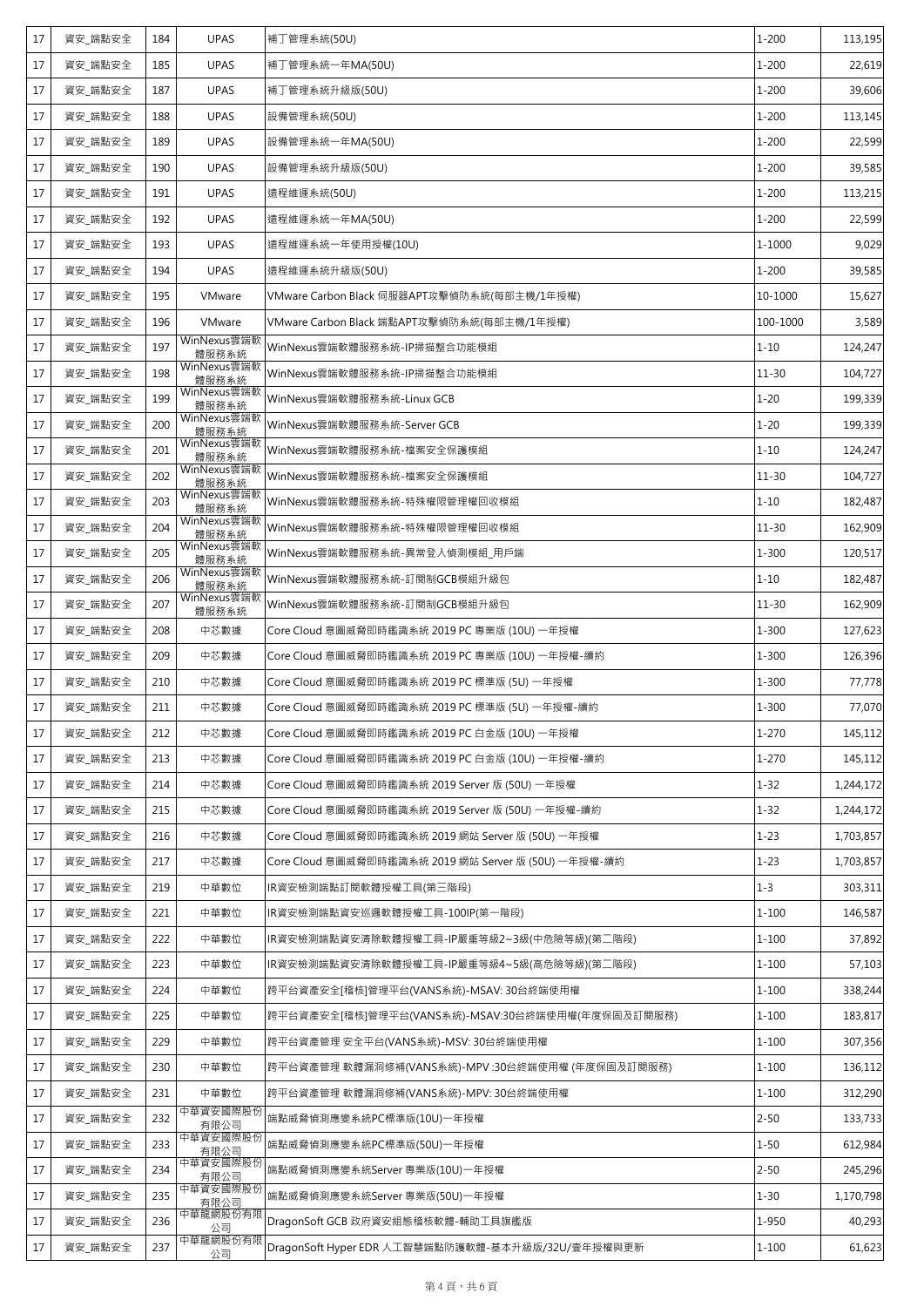| 17 | 資安_端點安全 | 184 | UPAS | 補丁管理系統(50U) | 1-200 | 113,195 |
|---|---|---|---|---|---|---|
| 17 | 資安_端點安全 | 185 | UPAS | 補丁管理系統一年MA(50U) | 1-200 | 22,619 |
| 17 | 資安_端點安全 | 187 | UPAS | 補丁管理系統升級版(50U) | 1-200 | 39,606 |
| 17 | 資安_端點安全 | 188 | UPAS | 設備管理系統(50U) | 1-200 | 113,145 |
| 17 | 資安_端點安全 | 189 | UPAS | 設備管理系統一年MA(50U) | 1-200 | 22,599 |
| 17 | 資安_端點安全 | 190 | UPAS | 設備管理系統升級版(50U) | 1-200 | 39,585 |
| 17 | 資安_端點安全 | 191 | UPAS | 遠程維運系統(50U) | 1-200 | 113,215 |
| 17 | 資安_端點安全 | 192 | UPAS | 遠程維運系統一年MA(50U) | 1-200 | 22,599 |
| 17 | 資安_端點安全 | 193 | UPAS | 遠程維運系統一年使用授權(10U) | 1-1000 | 9,029 |
| 17 | 資安_端點安全 | 194 | UPAS | 遠程維運系統升級版(50U) | 1-200 | 39,585 |
| 17 | 資安_端點安全 | 195 | VMware | VMware Carbon Black 伺服器APT攻擊偵防系統(每部主機/1年授權) | 10-1000 | 15,627 |
| 17 | 資安_端點安全 | 196 | VMware | VMware Carbon Black 端點APT攻擊偵防系統(每部主機/1年授權) | 100-1000 | 3,589 |
| 17 | 資安_端點安全 | 197 | WinNexus雲端軟體服務系統 | WinNexus雲端軟體服務系統-IP掃描整合功能模組 | 1-10 | 124,247 |
| 17 | 資安_端點安全 | 198 | WinNexus雲端軟體服務系統 | WinNexus雲端軟體服務系統-IP掃描整合功能模組 | 11-30 | 104,727 |
| 17 | 資安_端點安全 | 199 | WinNexus雲端軟體服務系統 | WinNexus雲端軟體服務系統-Linux GCB | 1-20 | 199,339 |
| 17 | 資安_端點安全 | 200 | WinNexus雲端軟體服務系統 | WinNexus雲端軟體服務系統-Server GCB | 1-20 | 199,339 |
| 17 | 資安_端點安全 | 201 | WinNexus雲端軟體服務系統 | WinNexus雲端軟體服務系統-檔案安全保護模組 | 1-10 | 124,247 |
| 17 | 資安_端點安全 | 202 | WinNexus雲端軟體服務系統 | WinNexus雲端軟體服務系統-檔案安全保護模組 | 11-30 | 104,727 |
| 17 | 資安_端點安全 | 203 | WinNexus雲端軟體服務系統 | WinNexus雲端軟體服務系統-特殊權限管理權回收模組 | 1-10 | 182,487 |
| 17 | 資安_端點安全 | 204 | WinNexus雲端軟體服務系統 | WinNexus雲端軟體服務系統-特殊權限管理權回收模組 | 11-30 | 162,909 |
| 17 | 資安_端點安全 | 205 | WinNexus雲端軟體服務系統 | WinNexus雲端軟體服務系統-異常登入偵測模組_用戶端 | 1-300 | 120,517 |
| 17 | 資安_端點安全 | 206 | WinNexus雲端軟體服務系統 | WinNexus雲端軟體服務系統-訂閱制GCB模組升級包 | 1-10 | 182,487 |
| 17 | 資安_端點安全 | 207 | WinNexus雲端軟體服務系統 | WinNexus雲端軟體服務系統-訂閱制GCB模組升級包 | 11-30 | 162,909 |
| 17 | 資安_端點安全 | 208 | 中芯數據 | Core Cloud 意圖威脅即時鑑識系統 2019 PC 專業版 (10U) 一年授權 | 1-300 | 127,623 |
| 17 | 資安_端點安全 | 209 | 中芯數據 | Core Cloud 意圖威脅即時鑑識系統 2019 PC 專業版 (10U) 一年授權-續約 | 1-300 | 126,396 |
| 17 | 資安_端點安全 | 210 | 中芯數據 | Core Cloud 意圖威脅即時鑑識系統 2019 PC 標準版 (5U) 一年授權 | 1-300 | 77,778 |
| 17 | 資安_端點安全 | 211 | 中芯數據 | Core Cloud 意圖威脅即時鑑識系統 2019 PC 標準版 (5U) 一年授權-續約 | 1-300 | 77,070 |
| 17 | 資安_端點安全 | 212 | 中芯數據 | Core Cloud 意圖威脅即時鑑識系統 2019 PC 白金版 (10U) 一年授權 | 1-270 | 145,112 |
| 17 | 資安_端點安全 | 213 | 中芯數據 | Core Cloud 意圖威脅即時鑑識系統 2019 PC 白金版 (10U) 一年授權-續約 | 1-270 | 145,112 |
| 17 | 資安_端點安全 | 214 | 中芯數據 | Core Cloud 意圖威脅即時鑑識系統 2019 Server 版 (50U) 一年授權 | 1-32 | 1,244,172 |
| 17 | 資安_端點安全 | 215 | 中芯數據 | Core Cloud 意圖威脅即時鑑識系統 2019 Server 版 (50U) 一年授權-續約 | 1-32 | 1,244,172 |
| 17 | 資安_端點安全 | 216 | 中芯數據 | Core Cloud 意圖威脅即時鑑識系統 2019 網站 Server 版 (50U) 一年授權 | 1-23 | 1,703,857 |
| 17 | 資安_端點安全 | 217 | 中芯數據 | Core Cloud 意圖威脅即時鑑識系統 2019 網站 Server 版 (50U) 一年授權-續約 | 1-23 | 1,703,857 |
| 17 | 資安_端點安全 | 219 | 中華數位 | IR資安檢測端點訂閱軟體授權工具(第三階段) | 1-3 | 303,311 |
| 17 | 資安_端點安全 | 221 | 中華數位 | IR資安檢測端點資安巡邏軟體授權工具-100IP(第一階段) | 1-100 | 146,587 |
| 17 | 資安_端點安全 | 222 | 中華數位 | IR資安檢測端點資安清除軟體授權工具-IP嚴重等級2~3級(中危險等級)(第二階段) | 1-100 | 37,892 |
| 17 | 資安_端點安全 | 223 | 中華數位 | IR資安檢測端點資安清除軟體授權工具-IP嚴重等級4~5級(高危險等級)(第二階段) | 1-100 | 57,103 |
| 17 | 資安_端點安全 | 224 | 中華數位 | 跨平台資產安全[稽核]管理平台(VANS系統)-MSAV: 30台終端使用權 | 1-100 | 338,244 |
| 17 | 資安_端點安全 | 225 | 中華數位 | 跨平台資產安全[稽核]管理平台(VANS系統)-MSAV:30台終端使用權(年度保固及訂閱服務) | 1-100 | 183,817 |
| 17 | 資安_端點安全 | 229 | 中華數位 | 跨平台資產管理 安全平台(VANS系統)-MSV: 30台終端使用權 | 1-100 | 307,356 |
| 17 | 資安_端點安全 | 230 | 中華數位 | 跨平台資產管理 軟體漏洞修補(VANS系統)-MPV :30台終端使用權 (年度保固及訂閱服務) | 1-100 | 136,112 |
| 17 | 資安_端點安全 | 231 | 中華數位 | 跨平台資產管理 軟體漏洞修補(VANS系統)-MPV: 30台終端使用權 | 1-100 | 312,290 |
| 17 | 資安_端點安全 | 232 | 中華資安國際股份有限公司 | 端點威脅偵測應變系統PC標準版(10U)一年授權 | 2-50 | 133,733 |
| 17 | 資安_端點安全 | 233 | 中華資安國際股份有限公司 | 端點威脅偵測應變系統PC標準版(50U)一年授權 | 1-50 | 612,984 |
| 17 | 資安_端點安全 | 234 | 中華資安國際股份有限公司 | 端點威脅偵測應變系統Server 專業版(10U)一年授權 | 2-50 | 245,296 |
| 17 | 資安_端點安全 | 235 | 中華資安國際股份有限公司 | 端點威脅偵測應變系統Server 專業版(50U)一年授權 | 1-30 | 1,170,798 |
| 17 | 資安_端點安全 | 236 | 中華龍網股份有限公司 | DragonSoft GCB 政府資安組態稽核軟體-輔助工具旗艦版 | 1-950 | 40,293 |
| 17 | 資安_端點安全 | 237 | 中華龍網股份有限公司 | DragonSoft Hyper EDR 人工智慧端點防護軟體-基本升級版/32U/壹年授權與更新 | 1-100 | 61,623 |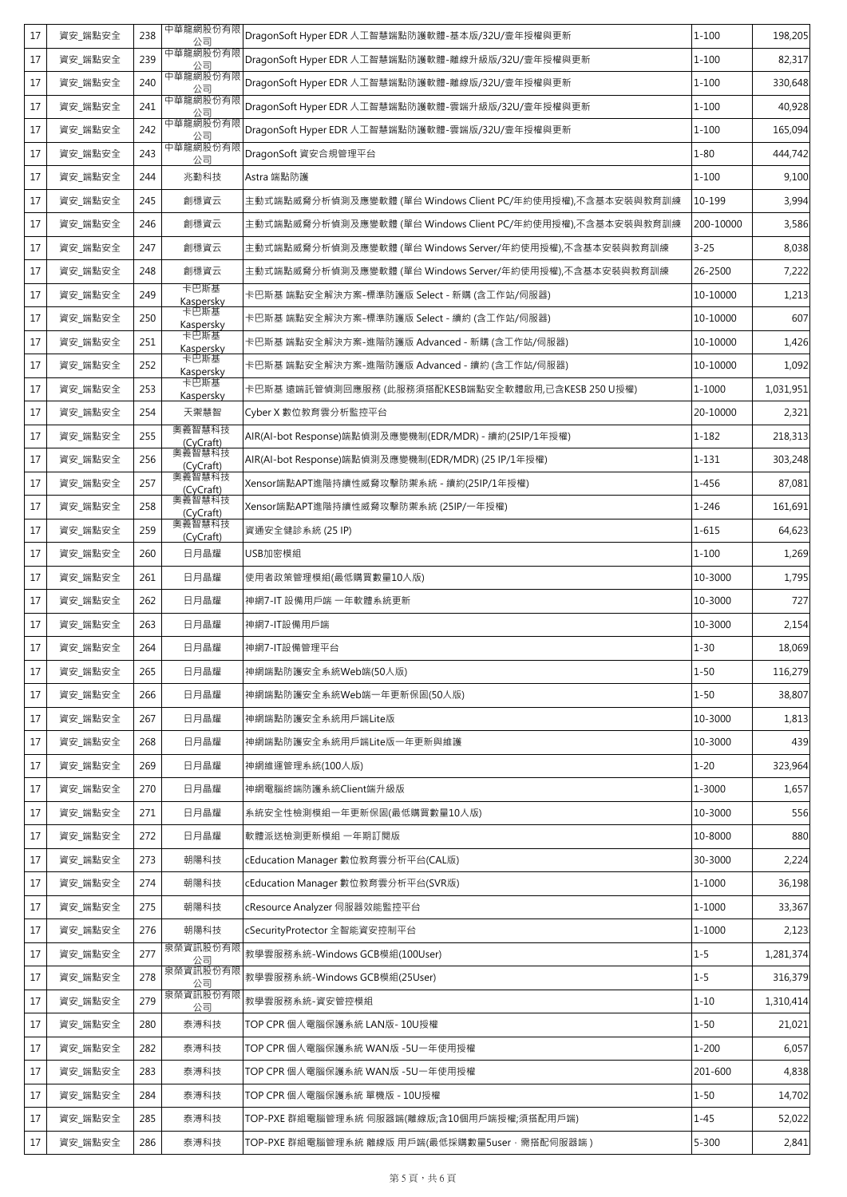| 17 | 資安_端點安全 | 238 | 中華龍網股份有限公司 | DragonSoft Hyper EDR 人工智慧端點防護軟體-基本版/32U/壹年授權與更新 | 1-100 | 198,205 |
|---|---|---|---|---|---|---|
| 17 | 資安_端點安全 | 239 | 中華龍網股份有限公司 | DragonSoft Hyper EDR 人工智慧端點防護軟體-離線升級版/32U/壹年授權與更新 | 1-100 | 82,317 |
| 17 | 資安_端點安全 | 240 | 中華龍網股份有限公司 | DragonSoft Hyper EDR 人工智慧端點防護軟體-離線版/32U/壹年授權與更新 | 1-100 | 330,648 |
| 17 | 資安_端點安全 | 241 | 中華龍網股份有限公司 | DragonSoft Hyper EDR 人工智慧端點防護軟體-雲端升級版/32U/壹年授權與更新 | 1-100 | 40,928 |
| 17 | 資安_端點安全 | 242 | 中華龍網股份有限公司 | DragonSoft Hyper EDR 人工智慧端點防護軟體-雲端版/32U/壹年授權與更新 | 1-100 | 165,094 |
| 17 | 資安_端點安全 | 243 | 中華龍網股份有限公司 | DragonSoft 資安合規管理平台 | 1-80 | 444,742 |
| 17 | 資安_端點安全 | 244 | 兆勤科技 | Astra 端點防護 | 1-100 | 9,100 |
| 17 | 資安_端點安全 | 245 | 創櫟資云 | 主動式端點威脅分析偵測及應變軟體 (單台 Windows Client PC/年約使用授權),不含基本安裝與教育訓練 | 10-199 | 3,994 |
| 17 | 資安_端點安全 | 246 | 創櫟資云 | 主動式端點威脅分析偵測及應變軟體 (單台 Windows Client PC/年約使用授權),不含基本安裝與教育訓練 | 200-10000 | 3,586 |
| 17 | 資安_端點安全 | 247 | 創櫟資云 | 主動式端點威脅分析偵測及應變軟體 (單台 Windows Server/年約使用授權),不含基本安裝與教育訓練 | 3-25 | 8,038 |
| 17 | 資安_端點安全 | 248 | 創櫟資云 | 主動式端點威脅分析偵測及應變軟體 (單台 Windows Server/年約使用授權),不含基本安裝與教育訓練 | 26-2500 | 7,222 |
| 17 | 資安_端點安全 | 249 | 卡巴斯基 Kaspersky | 卡巴斯基 端點安全解決方案-標準防護版 Select - 新購 (含工作站/伺服器) | 10-10000 | 1,213 |
| 17 | 資安_端點安全 | 250 | 卡巴斯基 Kaspersky | 卡巴斯基 端點安全解決方案-標準防護版 Select - 續約 (含工作站/伺服器) | 10-10000 | 607 |
| 17 | 資安_端點安全 | 251 | 卡巴斯基 Kaspersky | 卡巴斯基 端點安全解決方案-進階防護版 Advanced - 新購 (含工作站/伺服器) | 10-10000 | 1,426 |
| 17 | 資安_端點安全 | 252 | 卡巴斯基 Kaspersky | 卡巴斯基 端點安全解決方案-進階防護版 Advanced - 續約 (含工作站/伺服器) | 10-10000 | 1,092 |
| 17 | 資安_端點安全 | 253 | 卡巴斯基 Kaspersky | 卡巴斯基 遠端託管偵測回應服務 (此服務須搭配KESB端點安全軟體啟用,已含KESB 250 U授權) | 1-1000 | 1,031,951 |
| 17 | 資安_端點安全 | 254 | 天禦慧智 | Cyber X 數位教育雲分析監控平台 | 20-10000 | 2,321 |
| 17 | 資安_端點安全 | 255 | 奧義智慧科技 (CyCraft) | AIR(AI-bot Response)端點偵測及應變機制(EDR/MDR) - 續約(25IP/1年授權) | 1-182 | 218,313 |
| 17 | 資安_端點安全 | 256 | 奧義智慧科技 (CyCraft) | AIR(AI-bot Response)端點偵測及應變機制(EDR/MDR) (25 IP/1年授權) | 1-131 | 303,248 |
| 17 | 資安_端點安全 | 257 | 奧義智慧科技 (CyCraft) | Xensor端點APT進階持續性威脅攻擊防禦系統 - 續約(25IP/1年授權) | 1-456 | 87,081 |
| 17 | 資安_端點安全 | 258 | 奧義智慧科技 (CyCraft) | Xensor端點APT進階持續性威脅攻擊防禦系統 (25IP/一年授權) | 1-246 | 161,691 |
| 17 | 資安_端點安全 | 259 | 奧義智慧科技 (CyCraft) | 資通安全健診系統 (25 IP) | 1-615 | 64,623 |
| 17 | 資安_端點安全 | 260 | 日月晶耀 | USB加密模組 | 1-100 | 1,269 |
| 17 | 資安_端點安全 | 261 | 日月晶耀 | 使用者政策管理模組(最低購買數量10人版) | 10-3000 | 1,795 |
| 17 | 資安_端點安全 | 262 | 日月晶耀 | 神網7-IT 設備用戶端 一年軟體系統更新 | 10-3000 | 727 |
| 17 | 資安_端點安全 | 263 | 日月晶耀 | 神網7-IT設備用戶端 | 10-3000 | 2,154 |
| 17 | 資安_端點安全 | 264 | 日月晶耀 | 神網7-IT設備管理平台 | 1-30 | 18,069 |
| 17 | 資安_端點安全 | 265 | 日月晶耀 | 神網端點防護安全系統Web端(50人版) | 1-50 | 116,279 |
| 17 | 資安_端點安全 | 266 | 日月晶耀 | 神網端點防護安全系統Web端一年更新保固(50人版) | 1-50 | 38,807 |
| 17 | 資安_端點安全 | 267 | 日月晶耀 | 神網端點防護安全系統用戶端Lite版 | 10-3000 | 1,813 |
| 17 | 資安_端點安全 | 268 | 日月晶耀 | 神網端點防護安全系統用戶端Lite版一年更新與維護 | 10-3000 | 439 |
| 17 | 資安_端點安全 | 269 | 日月晶耀 | 神網維運管理系統(100人版) | 1-20 | 323,964 |
| 17 | 資安_端點安全 | 270 | 日月晶耀 | 神網電腦終端防護系統Client端升級版 | 1-3000 | 1,657 |
| 17 | 資安_端點安全 | 271 | 日月晶耀 | 系統安全性檢測模組一年更新保固(最低購買數量10人版) | 10-3000 | 556 |
| 17 | 資安_端點安全 | 272 | 日月晶耀 | 軟體派送檢測更新模組 一年期訂閱版 | 10-8000 | 880 |
| 17 | 資安_端點安全 | 273 | 朝陽科技 | cEducation Manager 數位教育雲分析平台(CAL版) | 30-3000 | 2,224 |
| 17 | 資安_端點安全 | 274 | 朝陽科技 | cEducation Manager 數位教育雲分析平台(SVR版) | 1-1000 | 36,198 |
| 17 | 資安_端點安全 | 275 | 朝陽科技 | cResource Analyzer 伺服器效能監控平台 | 1-1000 | 33,367 |
| 17 | 資安_端點安全 | 276 | 朝陽科技 | cSecurityProtector 全智能資安控制平台 | 1-1000 | 2,123 |
| 17 | 資安_端點安全 | 277 | 泉榮資訊股份有限公司 | 教學雲服務系統-Windows GCB模組(100User) | 1-5 | 1,281,374 |
| 17 | 資安_端點安全 | 278 | 泉榮資訊股份有限公司 | 教學雲服務系統-Windows GCB模組(25User) | 1-5 | 316,379 |
| 17 | 資安_端點安全 | 279 | 泉榮資訊股份有限公司 | 教學雲服務系統-資安管控模組 | 1-10 | 1,310,414 |
| 17 | 資安_端點安全 | 280 | 泰溥科技 | TOP CPR 個人電腦保護系統 LAN版- 10U授權 | 1-50 | 21,021 |
| 17 | 資安_端點安全 | 282 | 泰溥科技 | TOP CPR 個人電腦保護系統 WAN版 -5U一年使用授權 | 1-200 | 6,057 |
| 17 | 資安_端點安全 | 283 | 泰溥科技 | TOP CPR 個人電腦保護系統 WAN版 -5U一年使用授權 | 201-600 | 4,838 |
| 17 | 資安_端點安全 | 284 | 泰溥科技 | TOP CPR 個人電腦保護系統 單機版 - 10U授權 | 1-50 | 14,702 |
| 17 | 資安_端點安全 | 285 | 泰溥科技 | TOP-PXE 群組電腦管理系統 伺服器端(離線版;含10個用戶端授權;須搭配用戶端) | 1-45 | 52,022 |
| 17 | 資安_端點安全 | 286 | 泰溥科技 | TOP-PXE 群組電腦管理系統 離線版 用戶端(最低採購數量5user，需搭配伺服器端 ) | 5-300 | 2,841 |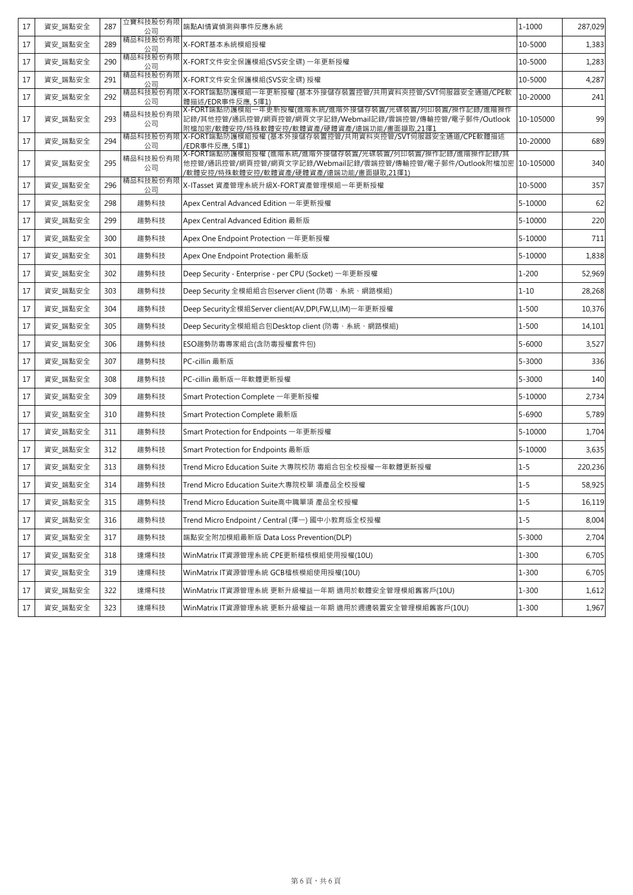| | | | | | | |
|---|---|---|---|---|---|---|
| 17 | 資安_端點安全 | 287 | 立寶科技股份有限公司 | 端點AI情資偵測與事件反應系統 | 1-1000 | 287,029 |
| 17 | 資安_端點安全 | 289 | 精品科技股份有限公司 | X-FORT基本系統模組授權 | 10-5000 | 1,383 |
| 17 | 資安_端點安全 | 290 | 精品科技股份有限公司 | X-FORT文件安全保護模組(SVS安全碟) 一年更新授權 | 10-5000 | 1,283 |
| 17 | 資安_端點安全 | 291 | 精品科技股份有限公司 | X-FORT文件安全保護模組(SVS安全碟) 授權 | 10-5000 | 4,287 |
| 17 | 資安_端點安全 | 292 | 精品科技股份有限公司 | X-FORT端點防護模組一年更新授權 (基本外接儲存裝置控管/共用資料夾控管/SVT伺服器安全通道/CPE軟體描述/EDR事件反應, 5擇1) | 10-20000 | 241 |
| 17 | 資安_端點安全 | 293 | 精品科技股份有限公司 | X-FORT端點防護模組一年更新授權(進階系統/進階外接儲存裝置/光碟裝置/列印裝置/操作記錄/進階操作記錄/其他控管/通訊控管/網頁控管/網頁文字記錄/Webmail記錄/雲端控管/傳輸控管/電子郵件/Outlook附檔加密/軟體安控/特殊軟體安控/軟體資產/硬體資產/遠端功能/畫面擷取,21擇1 | 10-105000 | 99 |
| 17 | 資安_端點安全 | 294 | 精品科技股份有限公司 | X-FORT端點防護模組授權 (基本外接儲存裝置控管/共用資料夾控管/SVT伺服器安全通道/CPE軟體描述/EDR事件反應, 5擇1) | 10-20000 | 689 |
| 17 | 資安_端點安全 | 295 | 精品科技股份有限公司 | X-FORT端點防護模組授權 (進階系統/進階外接儲存裝置/光碟裝置/列印裝置/操作記錄/進階操作記錄/其他控管/通訊控管/網頁控管/網頁文字記錄/Webmail記錄/雲端控管/傳輸控管/電子郵件/Outlook附檔加密/軟體安控/特殊軟體安控/軟體資產/硬體資產/遠端功能/畫面擷取,21擇1) | 10-105000 | 340 |
| 17 | 資安_端點安全 | 296 | 精品科技股份有限公司 | X-ITasset 資產管理系統升級X-FORT資產管理模組一年更新授權 | 10-5000 | 357 |
| 17 | 資安_端點安全 | 298 | 趨勢科技 | Apex Central Advanced Edition 一年更新授權 | 5-10000 | 62 |
| 17 | 資安_端點安全 | 299 | 趨勢科技 | Apex Central Advanced Edition 最新版 | 5-10000 | 220 |
| 17 | 資安_端點安全 | 300 | 趨勢科技 | Apex One Endpoint Protection 一年更新授權 | 5-10000 | 711 |
| 17 | 資安_端點安全 | 301 | 趨勢科技 | Apex One Endpoint Protection 最新版 | 5-10000 | 1,838 |
| 17 | 資安_端點安全 | 302 | 趨勢科技 | Deep Security - Enterprise - per CPU (Socket) 一年更新授權 | 1-200 | 52,969 |
| 17 | 資安_端點安全 | 303 | 趨勢科技 | Deep Security 全模組組合包server client (防毒、系統、網路模組) | 1-10 | 28,268 |
| 17 | 資安_端點安全 | 304 | 趨勢科技 | Deep Security全模組Server client(AV,DPI,FW,LI,IM)一年更新授權 | 1-500 | 10,376 |
| 17 | 資安_端點安全 | 305 | 趨勢科技 | Deep Security全模組組合包Desktop client (防毒、系統、網路模組) | 1-500 | 14,101 |
| 17 | 資安_端點安全 | 306 | 趨勢科技 | ESO趨勢防毒專家組合(含防毒授權套件包) | 5-6000 | 3,527 |
| 17 | 資安_端點安全 | 307 | 趨勢科技 | PC-cillin 最新版 | 5-3000 | 336 |
| 17 | 資安_端點安全 | 308 | 趨勢科技 | PC-cillin 最新版一年軟體更新授權 | 5-3000 | 140 |
| 17 | 資安_端點安全 | 309 | 趨勢科技 | Smart Protection Complete 一年更新授權 | 5-10000 | 2,734 |
| 17 | 資安_端點安全 | 310 | 趨勢科技 | Smart Protection Complete 最新版 | 5-6900 | 5,789 |
| 17 | 資安_端點安全 | 311 | 趨勢科技 | Smart Protection for Endpoints 一年更新授權 | 5-10000 | 1,704 |
| 17 | 資安_端點安全 | 312 | 趨勢科技 | Smart Protection for Endpoints 最新版 | 5-10000 | 3,635 |
| 17 | 資安_端點安全 | 313 | 趨勢科技 | Trend Micro Education Suite 大專院校防 毒組合包全校授權一年軟體更新授權 | 1-5 | 220,236 |
| 17 | 資安_端點安全 | 314 | 趨勢科技 | Trend Micro Education Suite大專院校單 項產品全校授權 | 1-5 | 58,925 |
| 17 | 資安_端點安全 | 315 | 趨勢科技 | Trend Micro Education Suite高中職單項 產品全校授權 | 1-5 | 16,119 |
| 17 | 資安_端點安全 | 316 | 趨勢科技 | Trend Micro Endpoint / Central (擇一) 國中小教育版全校授權 | 1-5 | 8,004 |
| 17 | 資安_端點安全 | 317 | 趨勢科技 | 端點安全附加模組最新版 Data Loss Prevention(DLP) | 5-3000 | 2,704 |
| 17 | 資安_端點安全 | 318 | 達煬科技 | WinMatrix IT資源管理系統 CPE更新稽核模組使用授權(10U) | 1-300 | 6,705 |
| 17 | 資安_端點安全 | 319 | 達煬科技 | WinMatrix IT資源管理系統 GCB稽核模組使用授權(10U) | 1-300 | 6,705 |
| 17 | 資安_端點安全 | 322 | 達煬科技 | WinMatrix IT資源管理系統 更新升級權益一年期 適用於軟體安全管理模組舊客戶(10U) | 1-300 | 1,612 |
| 17 | 資安_端點安全 | 323 | 達煬科技 | WinMatrix IT資源管理系統 更新升級權益一年期 適用於週邊裝置安全管理模組舊客戶(10U) | 1-300 | 1,967 |